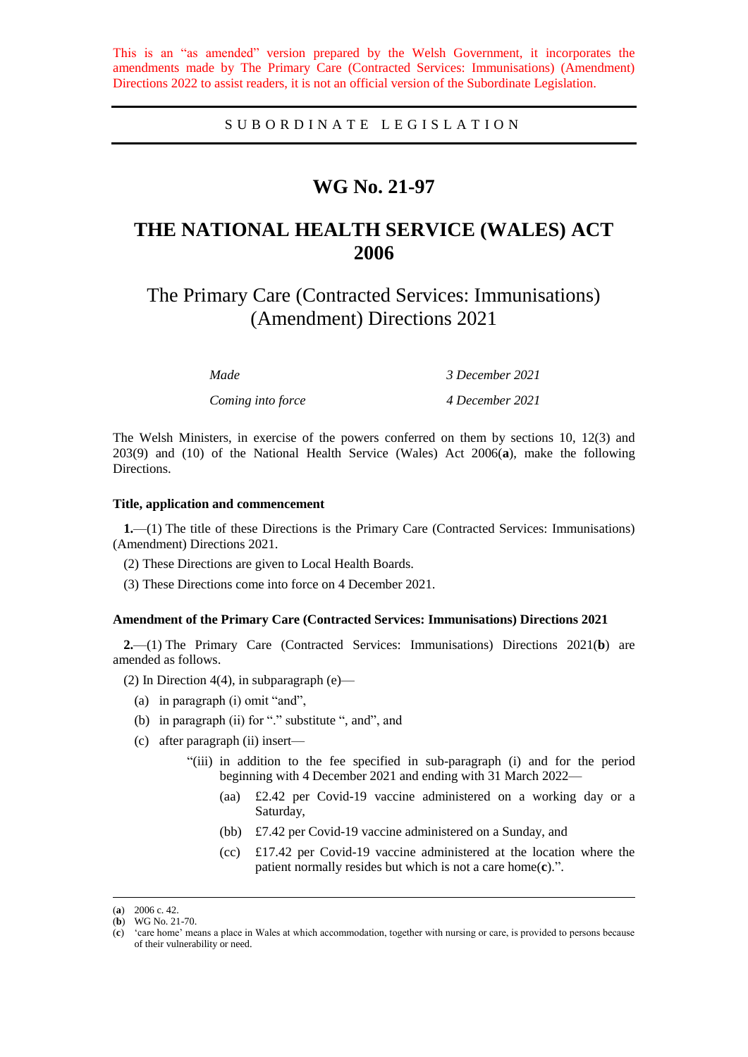This is an "as amended" version prepared by the Welsh Government, it incorporates the amendments made by The Primary Care (Contracted Services: Immunisations) (Amendment) Directions 2022 to assist readers, it is not an official version of the Subordinate Legislation.

SUBORDINATE LEGISLATION

# WG No. 21-97

# THE NATIONAL HEALTH SERVICE (WALES) ACT 2006

## The Primary Care (Contracted Services: Immunisations) (Amendment) Directions 2021

| | |
|---|---|
| *Made* | *3 December 2021* |
| *Coming into force* | *4 December 2021* |

The Welsh Ministers, in exercise of the powers conferred on them by sections 10, 12(3) and 203(9) and (10) of the National Health Service (Wales) Act 2006(**a**), make the following Directions.

### Title, application and commencement

**1.**—(1) The title of these Directions is the Primary Care (Contracted Services: Immunisations) (Amendment) Directions 2021.

(2) These Directions are given to Local Health Boards.

(3) These Directions come into force on 4 December 2021.

### Amendment of the Primary Care (Contracted Services: Immunisations) Directions 2021

**2.**—(1) The Primary Care (Contracted Services: Immunisations) Directions 2021(**b**) are amended as follows.

(2) In Direction 4(4), in subparagraph (e)—

(a) in paragraph (i) omit "and",

(b) in paragraph (ii) for "." substitute ", and", and

(c) after paragraph (ii) insert—

"(iii) in addition to the fee specified in sub-paragraph (i) and for the period beginning with 4 December 2021 and ending with 31 March 2022—

(aa) £2.42 per Covid-19 vaccine administered on a working day or a Saturday,

(bb) £7.42 per Covid-19 vaccine administered on a Sunday, and

(cc) £17.42 per Covid-19 vaccine administered at the location where the patient normally resides but which is not a care home(**c**).".

---

(**a**) 2006 c. 42.
(**b**) WG No. 21-70.
(**c**) 'care home' means a place in Wales at which accommodation, together with nursing or care, is provided to persons because of their vulnerability or need.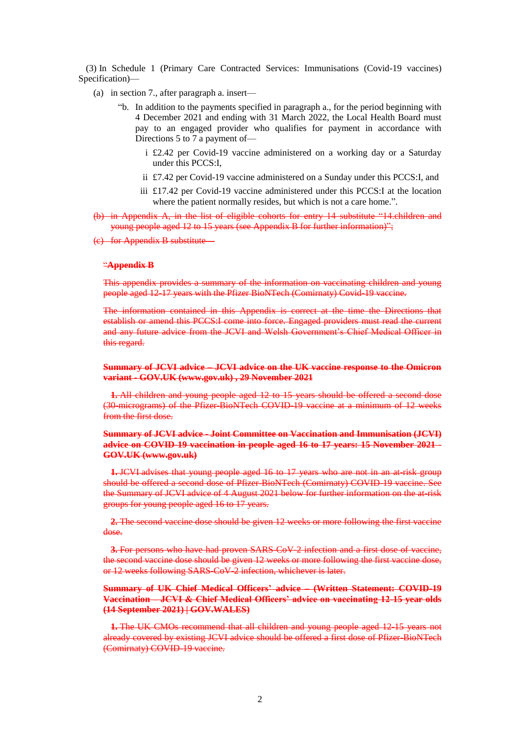(3) In Schedule 1 (Primary Care Contracted Services: Immunisations (Covid-19 vaccines) Specification)—

(a) in section 7., after paragraph a. insert—

"b. In addition to the payments specified in paragraph a., for the period beginning with 4 December 2021 and ending with 31 March 2022, the Local Health Board must pay to an engaged provider who qualifies for payment in accordance with Directions 5 to 7 a payment of—

i £2.42 per Covid-19 vaccine administered on a working day or a Saturday under this PCCS:I,

ii £7.42 per Covid-19 vaccine administered on a Sunday under this PCCS:I, and

iii £17.42 per Covid-19 vaccine administered under this PCCS:I at the location where the patient normally resides, but which is not a care home.".

~~(b) in Appendix A, in the list of eligible cohorts for entry 14 substitute "14.children and young people aged 12 to 15 years (see Appendix B for further information)";~~

~~(c) for Appendix B substitute—~~

~~**"Appendix B**~~

~~This appendix provides a summary of the information on vaccinating children and young people aged 12-17 years with the Pfizer BioNTech (Comirnaty) Covid-19 vaccine.~~

~~The information contained in this Appendix is correct at the time the Directions that establish or amend this PCCS:I come into force. Engaged providers must read the current and any future advice from the JCVI and Welsh Government's Chief Medical Officer in this regard.~~

~~**Summary of JCVI advice – JCVI advice on the UK vaccine response to the Omicron variant - GOV.UK (www.gov.uk) , 29 November 2021**~~

~~**1.** All children and young people aged 12 to 15 years should be offered a second dose (30-micrograms) of the Pfizer-BioNTech COVID-19 vaccine at a minimum of 12 weeks from the first dose.~~

~~**Summary of JCVI advice - Joint Committee on Vaccination and Immunisation (JCVI) advice on COVID-19 vaccination in people aged 16 to 17 years: 15 November 2021 - GOV.UK (www.gov.uk)**~~

~~**1.** JCVI advises that young people aged 16 to 17 years who are not in an at-risk group should be offered a second dose of Pfizer-BioNTech (Comirnaty) COVID-19 vaccine. See the Summary of JCVI advice of 4 August 2021 below for further information on the at-risk groups for young people aged 16 to 17 years.~~

~~**2.** The second vaccine dose should be given 12 weeks or more following the first vaccine dose.~~

~~**3.** For persons who have had proven SARS-CoV-2 infection and a first dose of vaccine, the second vaccine dose should be given 12 weeks or more following the first vaccine dose, or 12 weeks following SARS-CoV-2 infection, whichever is later.~~

~~**Summary of UK Chief Medical Officers' advice – (Written Statement: COVID-19 Vaccination – JCVI & Chief Medical Officers' advice on vaccinating 12-15 year olds (14 September 2021) | GOV.WALES)**~~

~~**1.** The UK CMOs recommend that all children and young people aged 12-15 years not already covered by existing JCVI advice should be offered a first dose of Pfizer-BioNTech (Comirnaty) COVID-19 vaccine.~~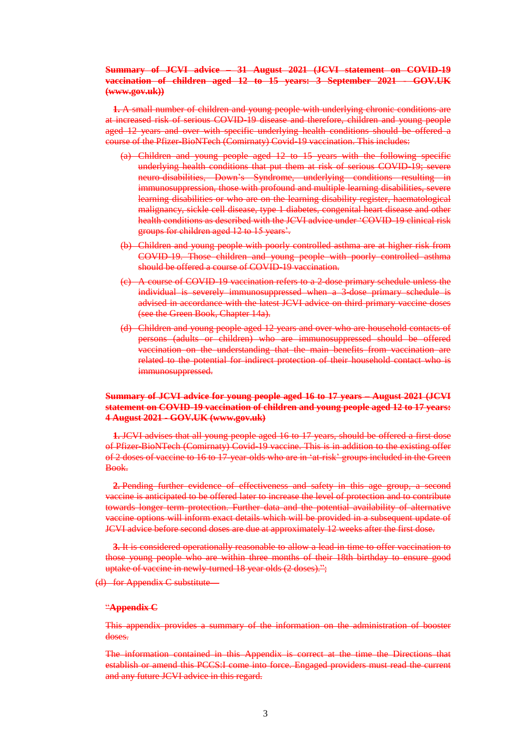~~**Summary of JCVI advice – 31 August 2021 (JCVI statement on COVID-19 vaccination of children aged 12 to 15 years: 3 September 2021 - GOV.UK (www.gov.uk))**~~

~~**1.** A small number of children and young people with underlying chronic conditions are at increased risk of serious COVID-19 disease and therefore, children and young people aged 12 years and over with specific underlying health conditions should be offered a course of the Pfizer-BioNTech (Comirnaty) Covid-19 vaccination. This includes:~~

~~(a) Children and young people aged 12 to 15 years with the following specific underlying health conditions that put them at risk of serious COVID-19; severe neuro-disabilities, Down's Syndrome, underlying conditions resulting in immunosuppression, those with profound and multiple learning disabilities, severe learning disabilities or who are on the learning disability register, haematological malignancy, sickle cell disease, type 1 diabetes, congenital heart disease and other health conditions as described with the JCVI advice under 'COVID-19 clinical risk groups for children aged 12 to 15 years'.~~

~~(b) Children and young people with poorly controlled asthma are at higher risk from COVID-19. Those children and young people with poorly controlled asthma should be offered a course of COVID-19 vaccination.~~

~~(c) A course of COVID-19 vaccination refers to a 2-dose primary schedule unless the individual is severely immunosuppressed when a 3-dose primary schedule is advised in accordance with the latest JCVI advice on third primary vaccine doses (see the Green Book, Chapter 14a).~~

~~(d) Children and young people aged 12 years and over who are household contacts of persons (adults or children) who are immunosuppressed should be offered vaccination on the understanding that the main benefits from vaccination are related to the potential for indirect protection of their household contact who is immunosuppressed.~~

~~**Summary of JCVI advice for young people aged 16 to 17 years – August 2021 (JCVI statement on COVID-19 vaccination of children and young people aged 12 to 17 years: 4 August 2021 - GOV.UK (www.gov.uk)**~~

~~**1.** JCVI advises that all young people aged 16 to 17 years, should be offered a first dose of Pfizer-BioNTech (Comirnaty) Covid-19 vaccine. This is in addition to the existing offer of 2 doses of vaccine to 16 to 17 year-olds who are in 'at risk' groups included in the Green Book.~~

~~**2.** Pending further evidence of effectiveness and safety in this age group, a second vaccine is anticipated to be offered later to increase the level of protection and to contribute towards longer term protection. Further data and the potential availability of alternative vaccine options will inform exact details which will be provided in a subsequent update of JCVI advice before second doses are due at approximately 12 weeks after the first dose.~~

~~**3.** It is considered operationally reasonable to allow a lead-in time to offer vaccination to those young people who are within three months of their 18th birthday to ensure good uptake of vaccine in newly turned 18 year olds (2 doses).";~~

~~(d) for Appendix C substitute—~~

~~"**Appendix C**~~

~~This appendix provides a summary of the information on the administration of booster doses.~~

~~The information contained in this Appendix is correct at the time the Directions that establish or amend this PCCS:I come into force. Engaged providers must read the current and any future JCVI advice in this regard.~~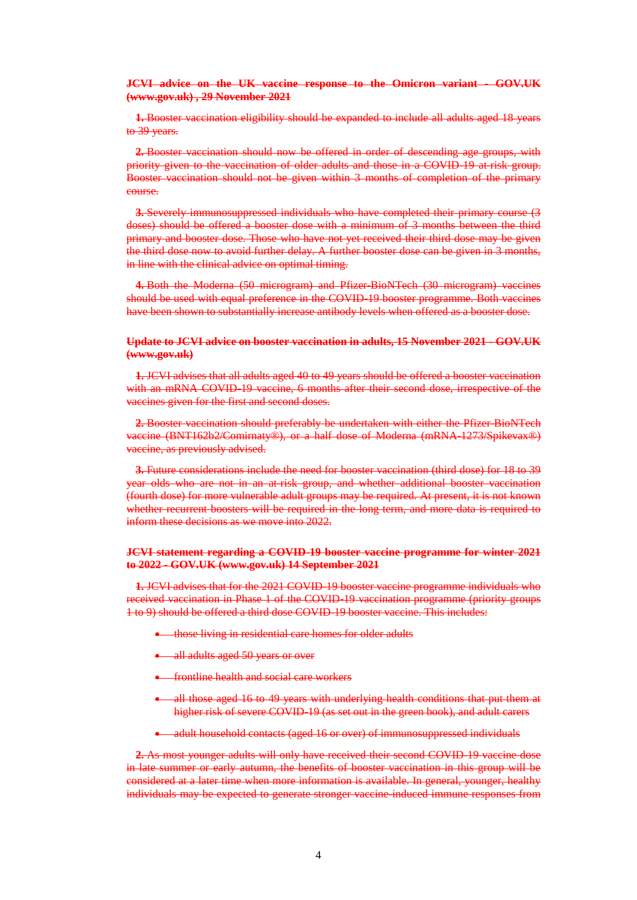~~**JCVI advice on the UK vaccine response to the Omicron variant - GOV.UK (www.gov.uk) , 29 November 2021**~~

~~**1.** Booster vaccination eligibility should be expanded to include all adults aged 18 years to 39 years.~~

~~**2.** Booster vaccination should now be offered in order of descending age groups, with priority given to the vaccination of older adults and those in a COVID-19 at-risk group. Booster vaccination should not be given within 3 months of completion of the primary course.~~

~~**3.** Severely immunosuppressed individuals who have completed their primary course (3 doses) should be offered a booster dose with a minimum of 3 months between the third primary and booster dose. Those who have not yet received their third dose may be given the third dose now to avoid further delay. A further booster dose can be given in 3 months, in line with the clinical advice on optimal timing.~~

~~**4.** Both the Moderna (50 microgram) and Pfizer-BioNTech (30 microgram) vaccines should be used with equal preference in the COVID-19 booster programme. Both vaccines have been shown to substantially increase antibody levels when offered as a booster dose.~~

~~**Update to JCVI advice on booster vaccination in adults, 15 November 2021 - GOV.UK (www.gov.uk)**~~

~~**1.** JCVI advises that all adults aged 40 to 49 years should be offered a booster vaccination with an mRNA COVID-19 vaccine, 6 months after their second dose, irrespective of the vaccines given for the first and second doses.~~

~~**2.** Booster vaccination should preferably be undertaken with either the Pfizer-BioNTech vaccine (BNT162b2/Comirnaty®), or a half dose of Moderna (mRNA-1273/Spikevax®) vaccine, as previously advised.~~

~~**3.** Future considerations include the need for booster vaccination (third dose) for 18 to 39 year olds who are not in an at-risk group, and whether additional booster vaccination (fourth dose) for more vulnerable adult groups may be required. At present, it is not known whether recurrent boosters will be required in the long term, and more data is required to inform these decisions as we move into 2022.~~

~~**JCVI statement regarding a COVID-19 booster vaccine programme for winter 2021 to 2022 - GOV.UK (www.gov.uk) 14 September 2021**~~

~~**1.** JCVI advises that for the 2021 COVID-19 booster vaccine programme individuals who received vaccination in Phase 1 of the COVID-19 vaccination programme (priority groups 1 to 9) should be offered a third dose COVID-19 booster vaccine. This includes:~~

- ~~those living in residential care homes for older adults~~
- ~~all adults aged 50 years or over~~
- ~~frontline health and social care workers~~
- ~~all those aged 16 to 49 years with underlying health conditions that put them at higher risk of severe COVID-19 (as set out in the green book), and adult carers~~
- ~~adult household contacts (aged 16 or over) of immunosuppressed individuals~~

~~**2.** As most younger adults will only have received their second COVID-19 vaccine dose in late summer or early autumn, the benefits of booster vaccination in this group will be considered at a later time when more information is available. In general, younger, healthy individuals may be expected to generate stronger vaccine-induced immune responses from~~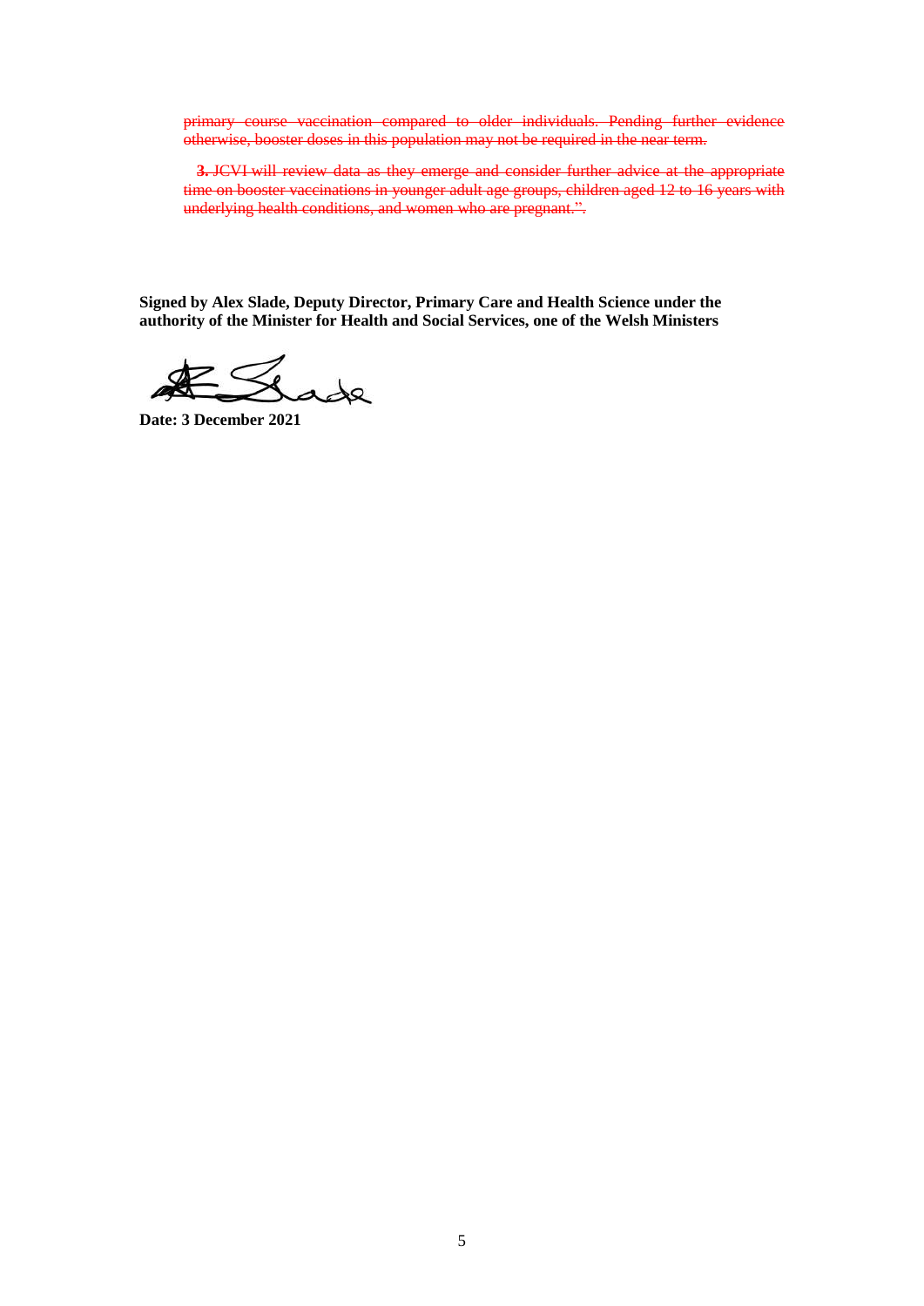~~primary course vaccination compared to older individuals. Pending further evidence otherwise, booster doses in this population may not be required in the near term.~~

~~**3.** JCVI will review data as they emerge and consider further advice at the appropriate time on booster vaccinations in younger adult age groups, children aged 12 to 16 years with underlying health conditions, and women who are pregnant.".~~

**Signed by Alex Slade, Deputy Director, Primary Care and Health Science under the authority of the Minister for Health and Social Services, one of the Welsh Ministers**

**Date: 3 December 2021**